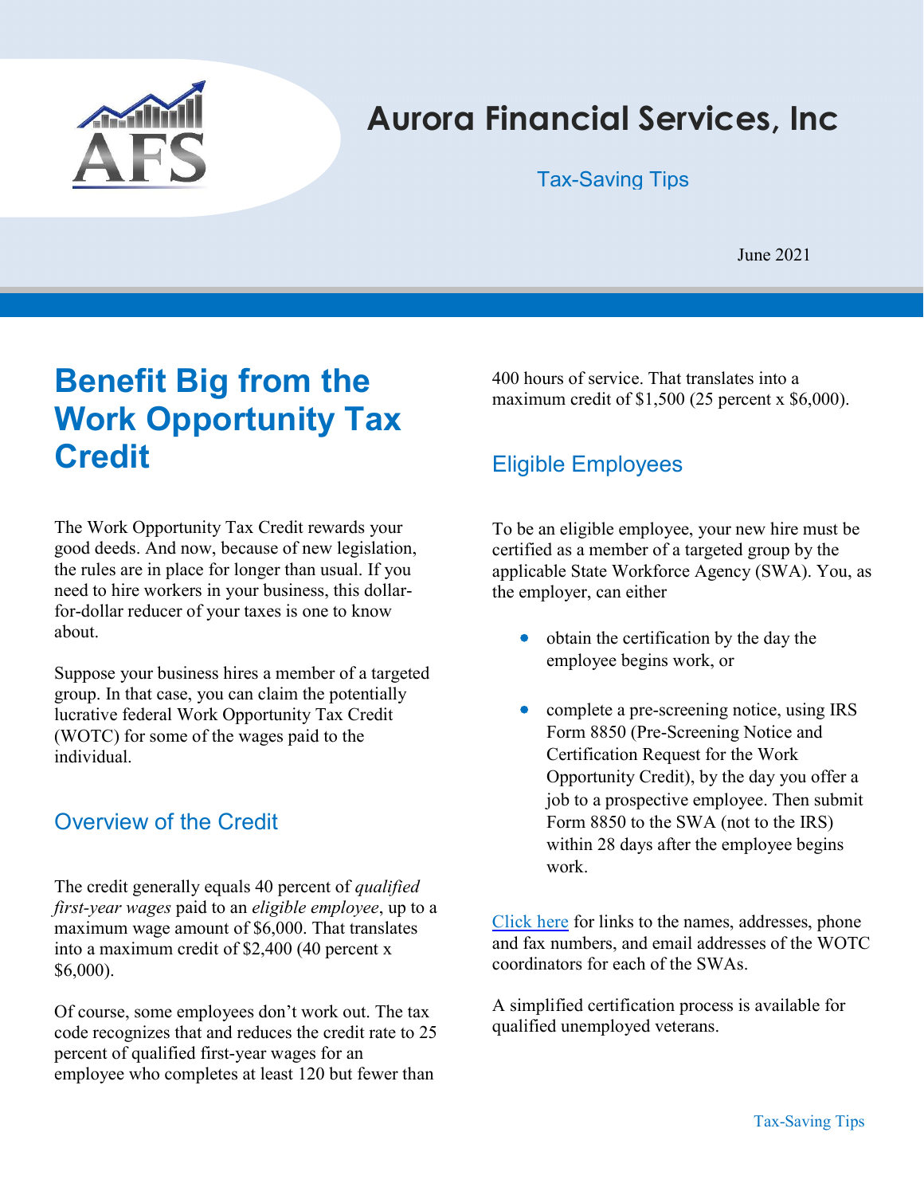# Aurora Financial Services, Inc

Tax-Saving Tips

June 2021

## Benefit Big from the Work Opportunity Tax Credit

The Work Opportunity Tax Credit rewards your good deeds. And now, because of new legislation, the rules are in place for longer than usual. If you need to hire workers in your business, this dollar-for-dollar reducer of your taxes is one to know about.

Suppose your business hires a member of a targeted group. In that case, you can claim the potentially lucrative federal Work Opportunity Tax Credit (WOTC) for some of the wages paid to the individual.

### Overview of the Credit

The credit generally equals 40 percent of *qualified first-year wages* paid to an *eligible employee*, up to a maximum wage amount of $6,000. That translates into a maximum credit of $2,400 (40 percent x $6,000).

Of course, some employees don't work out. The tax code recognizes that and reduces the credit rate to 25 percent of qualified first-year wages for an employee who completes at least 120 but fewer than 400 hours of service. That translates into a maximum credit of $1,500 (25 percent x $6,000).

### Eligible Employees

To be an eligible employee, your new hire must be certified as a member of a targeted group by the applicable State Workforce Agency (SWA). You, as the employer, can either

- obtain the certification by the day the employee begins work, or
- complete a pre-screening notice, using IRS Form 8850 (Pre-Screening Notice and Certification Request for the Work Opportunity Credit), by the day you offer a job to a prospective employee. Then submit Form 8850 to the SWA (not to the IRS) within 28 days after the employee begins work.

Click here for links to the names, addresses, phone and fax numbers, and email addresses of the WOTC coordinators for each of the SWAs.

A simplified certification process is available for qualified unemployed veterans.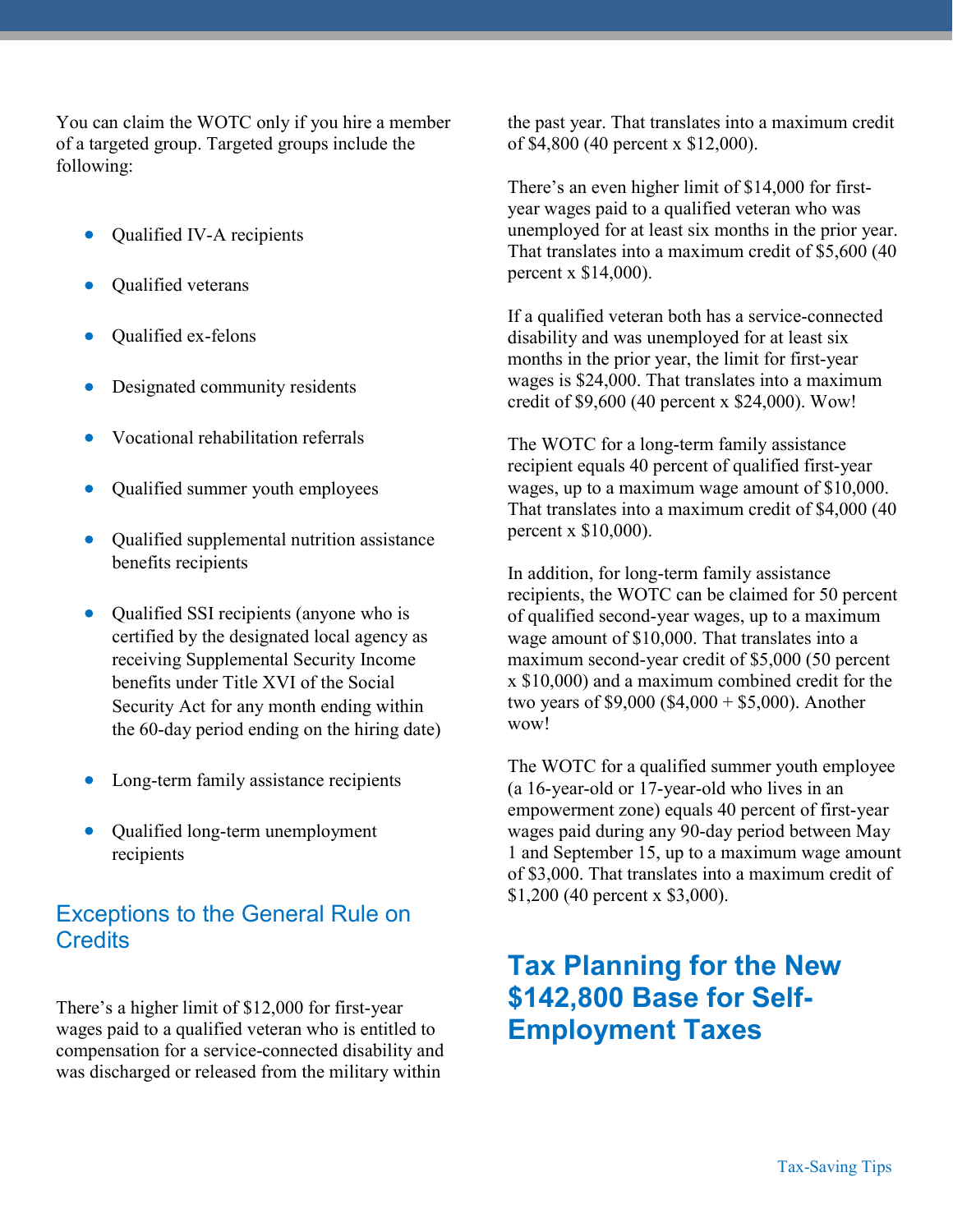You can claim the WOTC only if you hire a member of a targeted group. Targeted groups include the following:

- Qualified IV-A recipients
- Qualified veterans
- Qualified ex-felons
- Designated community residents
- Vocational rehabilitation referrals
- Qualified summer youth employees
- Qualified supplemental nutrition assistance benefits recipients
- Qualified SSI recipients (anyone who is certified by the designated local agency as receiving Supplemental Security Income benefits under Title XVI of the Social Security Act for any month ending within the 60-day period ending on the hiring date)
- Long-term family assistance recipients
- Qualified long-term unemployment recipients

### Exceptions to the General Rule on Credits

There's a higher limit of $12,000 for first-year wages paid to a qualified veteran who is entitled to compensation for a service-connected disability and was discharged or released from the military within the past year. That translates into a maximum credit of $4,800 (40 percent x $12,000).

There's an even higher limit of $14,000 for first-year wages paid to a qualified veteran who was unemployed for at least six months in the prior year. That translates into a maximum credit of $5,600 (40 percent x $14,000).

If a qualified veteran both has a service-connected disability and was unemployed for at least six months in the prior year, the limit for first-year wages is $24,000. That translates into a maximum credit of $9,600 (40 percent x $24,000). Wow!

The WOTC for a long-term family assistance recipient equals 40 percent of qualified first-year wages, up to a maximum wage amount of $10,000. That translates into a maximum credit of $4,000 (40 percent x $10,000).

In addition, for long-term family assistance recipients, the WOTC can be claimed for 50 percent of qualified second-year wages, up to a maximum wage amount of $10,000. That translates into a maximum second-year credit of $5,000 (50 percent x $10,000) and a maximum combined credit for the two years of $9,000 ($4,000 + $5,000). Another wow!

The WOTC for a qualified summer youth employee (a 16-year-old or 17-year-old who lives in an empowerment zone) equals 40 percent of first-year wages paid during any 90-day period between May 1 and September 15, up to a maximum wage amount of $3,000. That translates into a maximum credit of $1,200 (40 percent x $3,000).

## Tax Planning for the New $142,800 Base for Self-Employment Taxes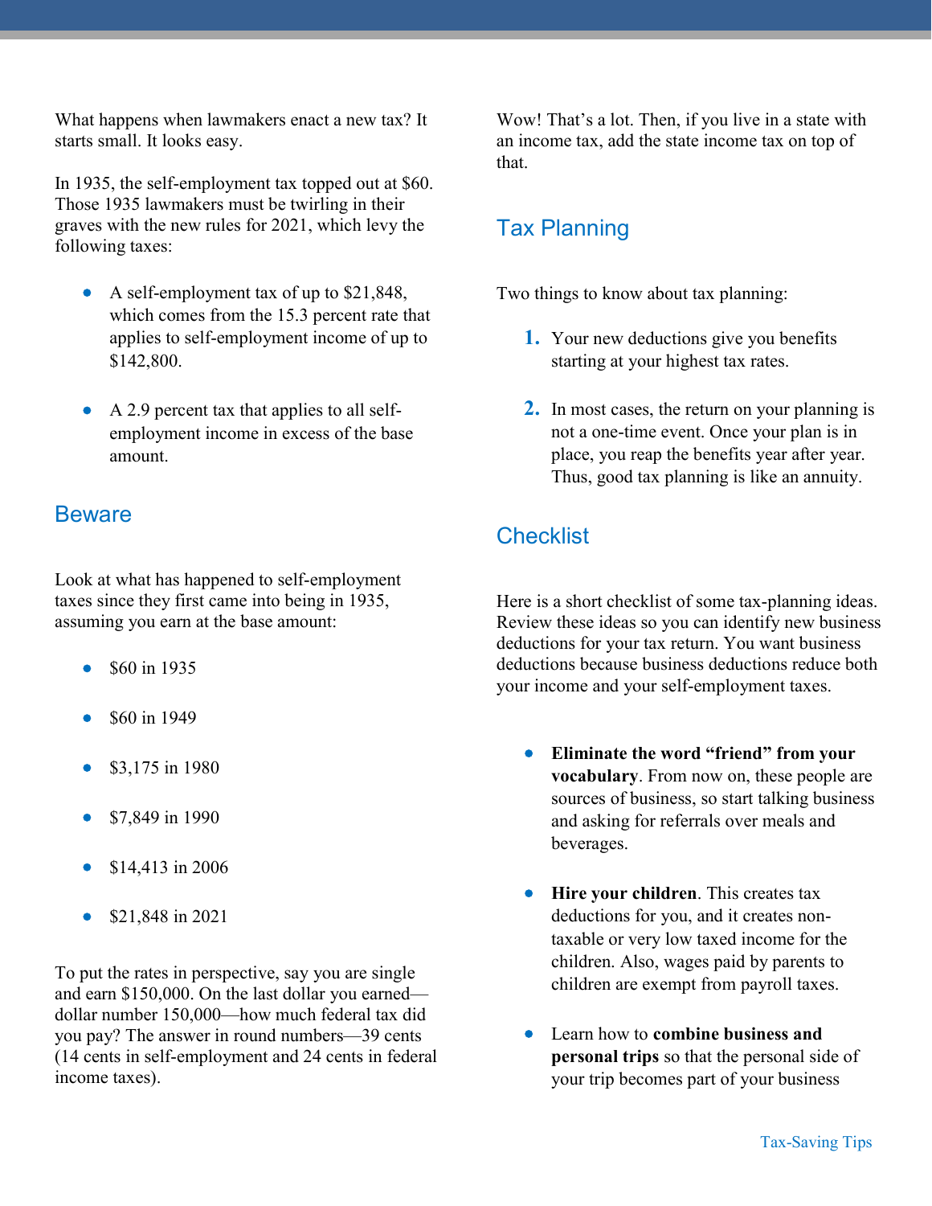What happens when lawmakers enact a new tax? It starts small. It looks easy.

In 1935, the self-employment tax topped out at $60. Those 1935 lawmakers must be twirling in their graves with the new rules for 2021, which levy the following taxes:

- A self-employment tax of up to $21,848, which comes from the 15.3 percent rate that applies to self-employment income of up to $142,800.
- A 2.9 percent tax that applies to all self-employment income in excess of the base amount.

## Beware

Look at what has happened to self-employment taxes since they first came into being in 1935, assuming you earn at the base amount:

- $60 in 1935
- $60 in 1949
- $3,175 in 1980
- $7,849 in 1990
- $14,413 in 2006
- $21,848 in 2021

To put the rates in perspective, say you are single and earn $150,000. On the last dollar you earned—dollar number 150,000—how much federal tax did you pay? The answer in round numbers—39 cents (14 cents in self-employment and 24 cents in federal income taxes).

Wow! That's a lot. Then, if you live in a state with an income tax, add the state income tax on top of that.

## Tax Planning

Two things to know about tax planning:

1. Your new deductions give you benefits starting at your highest tax rates.
2. In most cases, the return on your planning is not a one-time event. Once your plan is in place, you reap the benefits year after year. Thus, good tax planning is like an annuity.

## Checklist

Here is a short checklist of some tax-planning ideas. Review these ideas so you can identify new business deductions for your tax return. You want business deductions because business deductions reduce both your income and your self-employment taxes.

- **Eliminate the word "friend" from your vocabulary**. From now on, these people are sources of business, so start talking business and asking for referrals over meals and beverages.
- **Hire your children**. This creates tax deductions for you, and it creates non-taxable or very low taxed income for the children. Also, wages paid by parents to children are exempt from payroll taxes.
- Learn how to **combine business and personal trips** so that the personal side of your trip becomes part of your business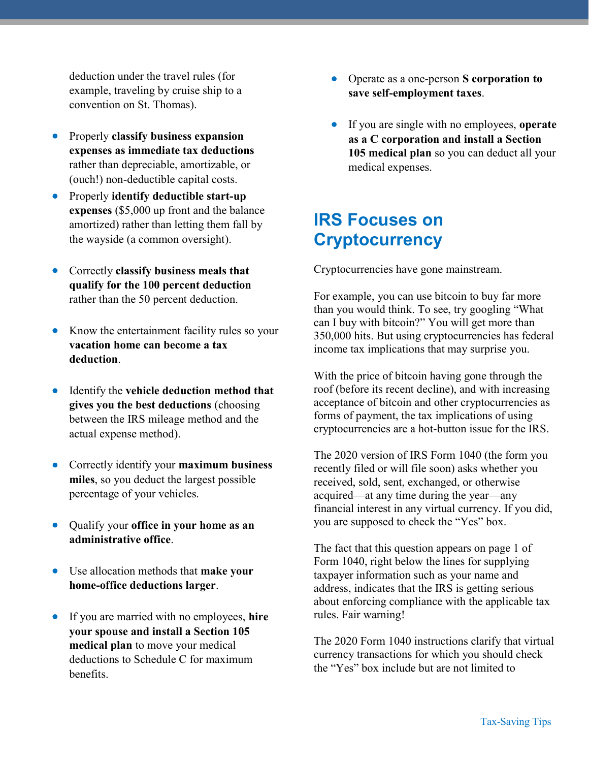deduction under the travel rules (for example, traveling by cruise ship to a convention on St. Thomas).

- Properly **classify business expansion expenses as immediate tax deductions** rather than depreciable, amortizable, or (ouch!) non-deductible capital costs.
- Properly **identify deductible start-up expenses** ($5,000 up front and the balance amortized) rather than letting them fall by the wayside (a common oversight).
- Correctly **classify business meals that qualify for the 100 percent deduction** rather than the 50 percent deduction.
- Know the entertainment facility rules so your **vacation home can become a tax deduction**.
- Identify the **vehicle deduction method that gives you the best deductions** (choosing between the IRS mileage method and the actual expense method).
- Correctly identify your **maximum business miles**, so you deduct the largest possible percentage of your vehicles.
- Qualify your **office in your home as an administrative office**.
- Use allocation methods that **make your home-office deductions larger**.
- If you are married with no employees, **hire your spouse and install a Section 105 medical plan** to move your medical deductions to Schedule C for maximum benefits.
- Operate as a one-person **S corporation to save self-employment taxes**.
- If you are single with no employees, **operate as a C corporation and install a Section 105 medical plan** so you can deduct all your medical expenses.

## IRS Focuses on Cryptocurrency

Cryptocurrencies have gone mainstream.

For example, you can use bitcoin to buy far more than you would think. To see, try googling "What can I buy with bitcoin?" You will get more than 350,000 hits. But using cryptocurrencies has federal income tax implications that may surprise you.

With the price of bitcoin having gone through the roof (before its recent decline), and with increasing acceptance of bitcoin and other cryptocurrencies as forms of payment, the tax implications of using cryptocurrencies are a hot-button issue for the IRS.

The 2020 version of IRS Form 1040 (the form you recently filed or will file soon) asks whether you received, sold, sent, exchanged, or otherwise acquired—at any time during the year—any financial interest in any virtual currency. If you did, you are supposed to check the "Yes" box.

The fact that this question appears on page 1 of Form 1040, right below the lines for supplying taxpayer information such as your name and address, indicates that the IRS is getting serious about enforcing compliance with the applicable tax rules. Fair warning!

The 2020 Form 1040 instructions clarify that virtual currency transactions for which you should check the "Yes" box include but are not limited to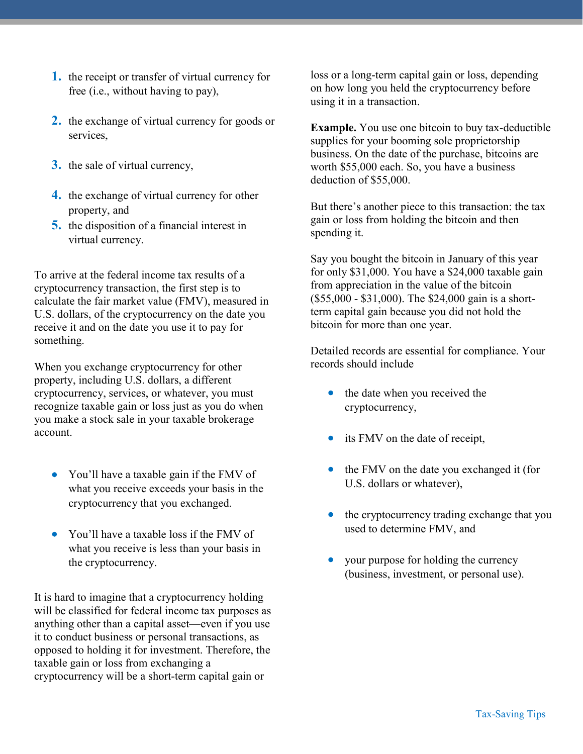1. the receipt or transfer of virtual currency for free (i.e., without having to pay),
2. the exchange of virtual currency for goods or services,
3. the sale of virtual currency,
4. the exchange of virtual currency for other property, and
5. the disposition of a financial interest in virtual currency.

To arrive at the federal income tax results of a cryptocurrency transaction, the first step is to calculate the fair market value (FMV), measured in U.S. dollars, of the cryptocurrency on the date you receive it and on the date you use it to pay for something.

When you exchange cryptocurrency for other property, including U.S. dollars, a different cryptocurrency, services, or whatever, you must recognize taxable gain or loss just as you do when you make a stock sale in your taxable brokerage account.

- You'll have a taxable gain if the FMV of what you receive exceeds your basis in the cryptocurrency that you exchanged.
- You'll have a taxable loss if the FMV of what you receive is less than your basis in the cryptocurrency.

It is hard to imagine that a cryptocurrency holding will be classified for federal income tax purposes as anything other than a capital asset—even if you use it to conduct business or personal transactions, as opposed to holding it for investment. Therefore, the taxable gain or loss from exchanging a cryptocurrency will be a short-term capital gain or loss or a long-term capital gain or loss, depending on how long you held the cryptocurrency before using it in a transaction.

**Example.** You use one bitcoin to buy tax-deductible supplies for your booming sole proprietorship business. On the date of the purchase, bitcoins are worth $55,000 each. So, you have a business deduction of $55,000.

But there's another piece to this transaction: the tax gain or loss from holding the bitcoin and then spending it.

Say you bought the bitcoin in January of this year for only $31,000. You have a $24,000 taxable gain from appreciation in the value of the bitcoin ($55,000 - $31,000). The $24,000 gain is a short-term capital gain because you did not hold the bitcoin for more than one year.

Detailed records are essential for compliance. Your records should include

- the date when you received the cryptocurrency,
- its FMV on the date of receipt,
- the FMV on the date you exchanged it (for U.S. dollars or whatever),
- the cryptocurrency trading exchange that you used to determine FMV, and
- your purpose for holding the currency (business, investment, or personal use).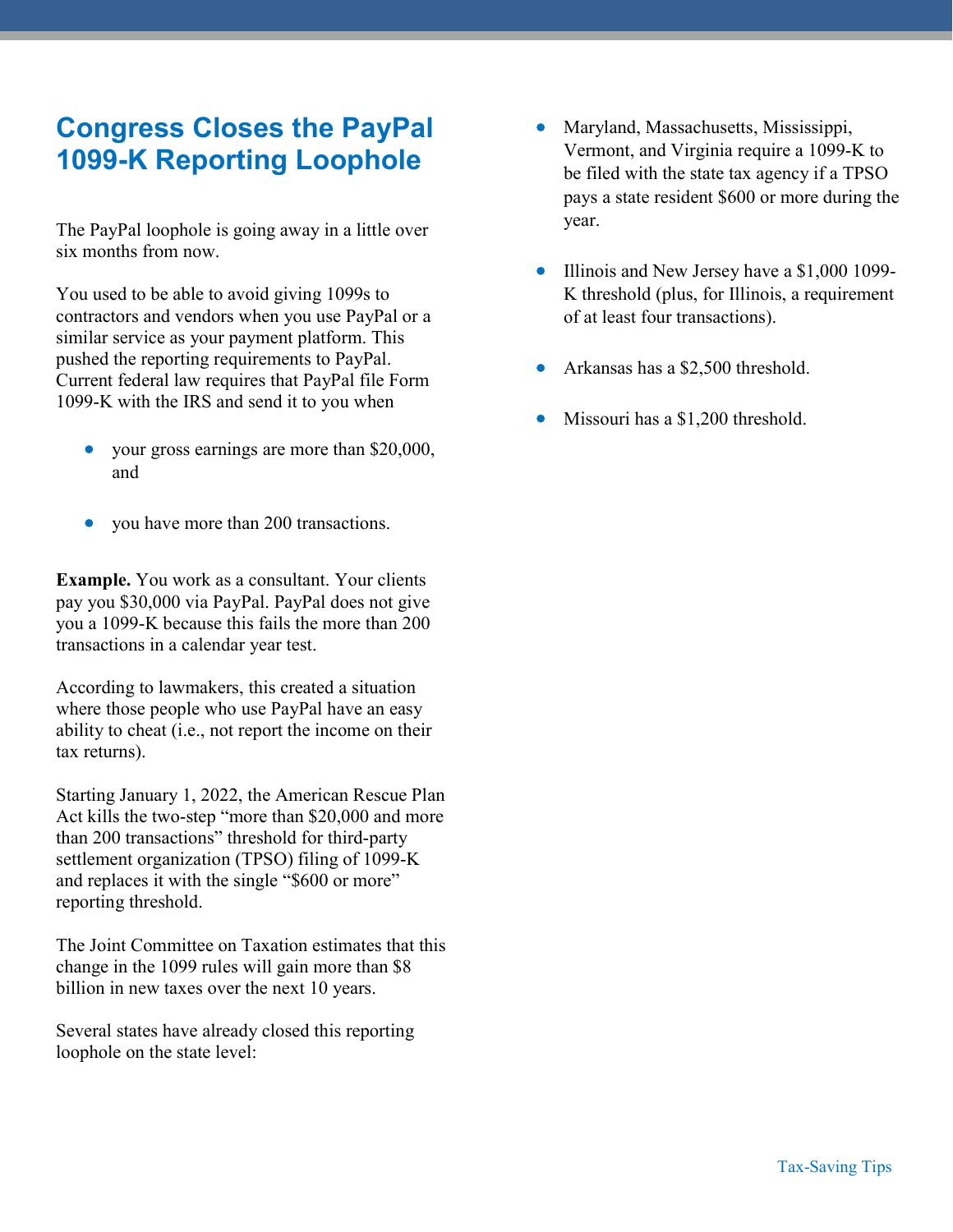## Congress Closes the PayPal 1099-K Reporting Loophole

The PayPal loophole is going away in a little over six months from now.

You used to be able to avoid giving 1099s to contractors and vendors when you use PayPal or a similar service as your payment platform. This pushed the reporting requirements to PayPal. Current federal law requires that PayPal file Form 1099-K with the IRS and send it to you when

- your gross earnings are more than $20,000, and
- you have more than 200 transactions.

**Example.** You work as a consultant. Your clients pay you $30,000 via PayPal. PayPal does not give you a 1099-K because this fails the more than 200 transactions in a calendar year test.

According to lawmakers, this created a situation where those people who use PayPal have an easy ability to cheat (i.e., not report the income on their tax returns).

Starting January 1, 2022, the American Rescue Plan Act kills the two-step "more than $20,000 and more than 200 transactions" threshold for third-party settlement organization (TPSO) filing of 1099-K and replaces it with the single "$600 or more" reporting threshold.

The Joint Committee on Taxation estimates that this change in the 1099 rules will gain more than $8 billion in new taxes over the next 10 years.

Several states have already closed this reporting loophole on the state level:

- Maryland, Massachusetts, Mississippi, Vermont, and Virginia require a 1099-K to be filed with the state tax agency if a TPSO pays a state resident $600 or more during the year.
- Illinois and New Jersey have a $1,000 1099-K threshold (plus, for Illinois, a requirement of at least four transactions).
- Arkansas has a $2,500 threshold.
- Missouri has a $1,200 threshold.